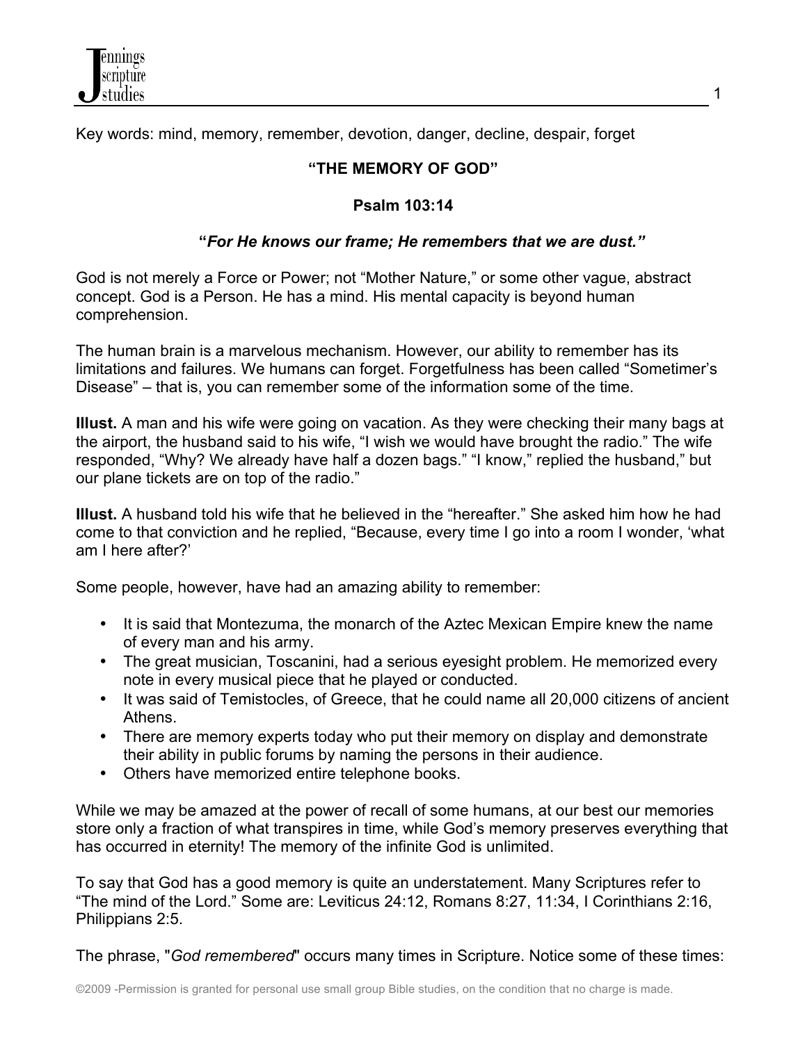Key words: mind, memory, remember, devotion, danger, decline, despair, forget

# "THE MEMORY OF GOD"

## Psalm 103:14

***"For He knows our frame; He remembers that we are dust."***

God is not merely a Force or Power; not "Mother Nature," or some other vague, abstract concept. God is a Person. He has a mind. His mental capacity is beyond human comprehension.

The human brain is a marvelous mechanism. However, our ability to remember has its limitations and failures. We humans can forget. Forgetfulness has been called "Sometimer's Disease" – that is, you can remember some of the information some of the time.

**Illust.** A man and his wife were going on vacation. As they were checking their many bags at the airport, the husband said to his wife, "I wish we would have brought the radio." The wife responded, "Why? We already have half a dozen bags." "I know," replied the husband," but our plane tickets are on top of the radio."

**Illust.** A husband told his wife that he believed in the "hereafter." She asked him how he had come to that conviction and he replied, "Because, every time I go into a room I wonder, 'what am I here after?'

Some people, however, have had an amazing ability to remember:

- It is said that Montezuma, the monarch of the Aztec Mexican Empire knew the name of every man and his army.
- The great musician, Toscanini, had a serious eyesight problem. He memorized every note in every musical piece that he played or conducted.
- It was said of Temistocles, of Greece, that he could name all 20,000 citizens of ancient Athens.
- There are memory experts today who put their memory on display and demonstrate their ability in public forums by naming the persons in their audience.
- Others have memorized entire telephone books.

While we may be amazed at the power of recall of some humans, at our best our memories store only a fraction of what transpires in time, while God's memory preserves everything that has occurred in eternity! The memory of the infinite God is unlimited.

To say that God has a good memory is quite an understatement. Many Scriptures refer to "The mind of the Lord." Some are: Leviticus 24:12, Romans 8:27, 11:34, I Corinthians 2:16, Philippians 2:5.

The phrase, "*God remembered*" occurs many times in Scripture. Notice some of these times: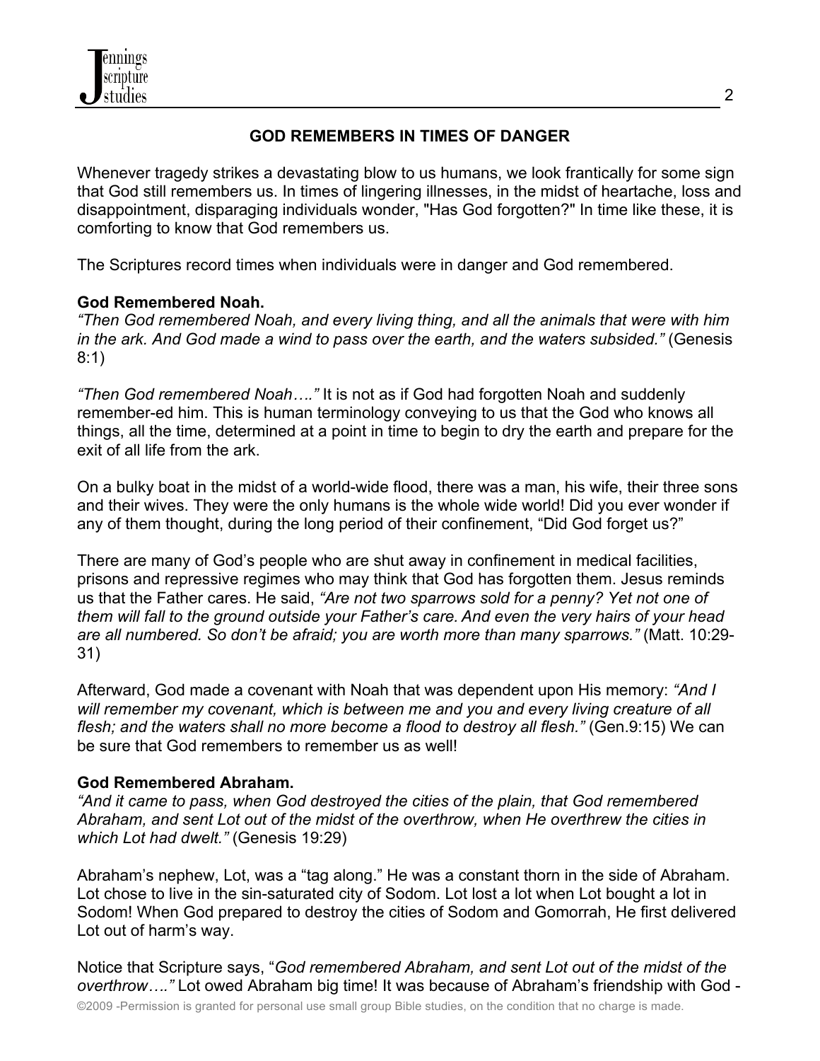## GOD REMEMBERS IN TIMES OF DANGER

Whenever tragedy strikes a devastating blow to us humans, we look frantically for some sign that God still remembers us. In times of lingering illnesses, in the midst of heartache, loss and disappointment, disparaging individuals wonder, "Has God forgotten?" In time like these, it is comforting to know that God remembers us.

The Scriptures record times when individuals were in danger and God remembered.

**God Remembered Noah.**
*"Then God remembered Noah, and every living thing, and all the animals that were with him in the ark. And God made a wind to pass over the earth, and the waters subsided."* (Genesis 8:1)

*"Then God remembered Noah…."* It is not as if God had forgotten Noah and suddenly remember-ed him. This is human terminology conveying to us that the God who knows all things, all the time, determined at a point in time to begin to dry the earth and prepare for the exit of all life from the ark.

On a bulky boat in the midst of a world-wide flood, there was a man, his wife, their three sons and their wives. They were the only humans is the whole wide world! Did you ever wonder if any of them thought, during the long period of their confinement, "Did God forget us?"

There are many of God's people who are shut away in confinement in medical facilities, prisons and repressive regimes who may think that God has forgotten them. Jesus reminds us that the Father cares. He said, *"Are not two sparrows sold for a penny? Yet not one of them will fall to the ground outside your Father's care. And even the very hairs of your head are all numbered. So don't be afraid; you are worth more than many sparrows."* (Matt. 10:29-31)

Afterward, God made a covenant with Noah that was dependent upon His memory: *"And I will remember my covenant, which is between me and you and every living creature of all flesh; and the waters shall no more become a flood to destroy all flesh."* (Gen.9:15) We can be sure that God remembers to remember us as well!

**God Remembered Abraham.**
*"And it came to pass, when God destroyed the cities of the plain, that God remembered Abraham, and sent Lot out of the midst of the overthrow, when He overthrew the cities in which Lot had dwelt."* (Genesis 19:29)

Abraham's nephew, Lot, was a "tag along." He was a constant thorn in the side of Abraham. Lot chose to live in the sin-saturated city of Sodom. Lot lost a lot when Lot bought a lot in Sodom! When God prepared to destroy the cities of Sodom and Gomorrah, He first delivered Lot out of harm's way.

Notice that Scripture says, "*God remembered Abraham, and sent Lot out of the midst of the overthrow…."* Lot owed Abraham big time! It was because of Abraham's friendship with God -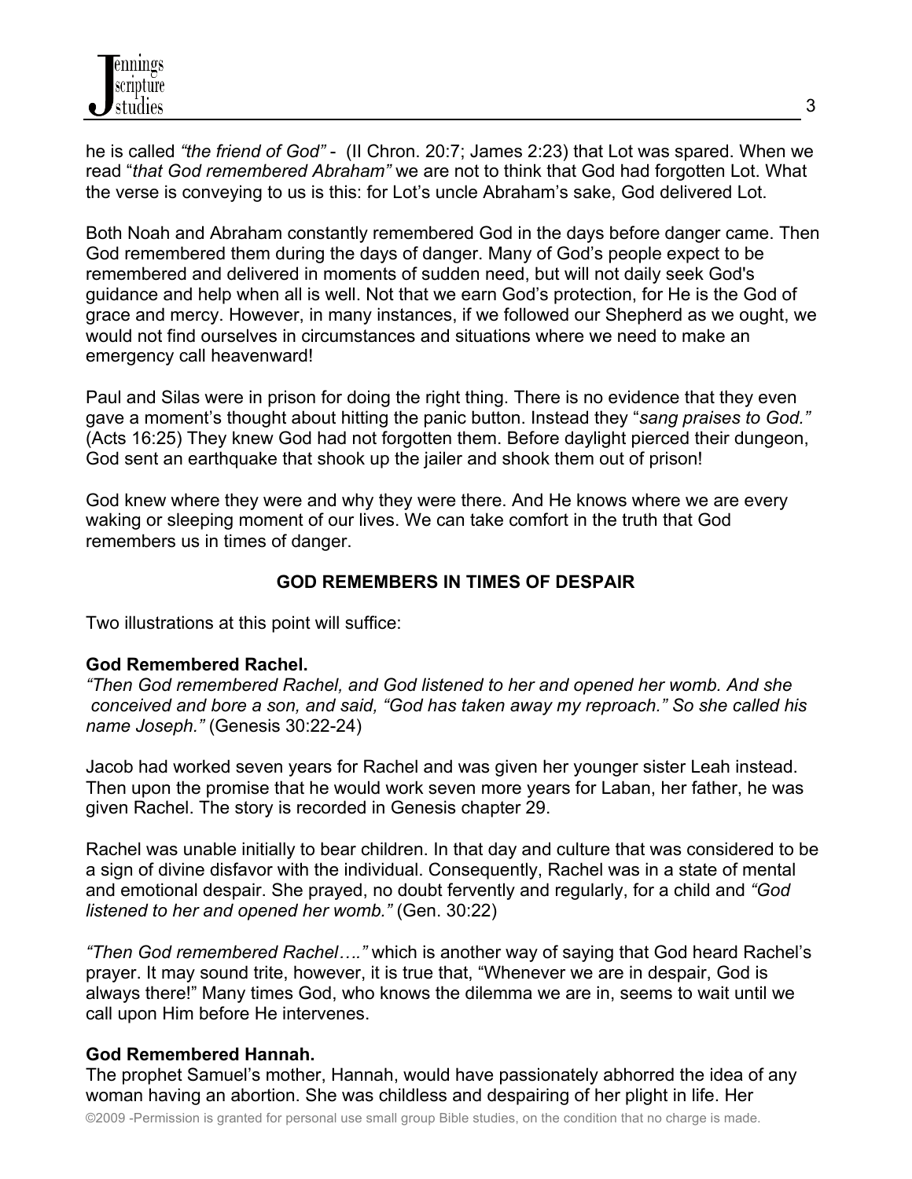he is called *"the friend of God"* - (II Chron. 20:7; James 2:23) that Lot was spared. When we read "*that God remembered Abraham"* we are not to think that God had forgotten Lot. What the verse is conveying to us is this: for Lot's uncle Abraham's sake, God delivered Lot.

Both Noah and Abraham constantly remembered God in the days before danger came. Then God remembered them during the days of danger. Many of God's people expect to be remembered and delivered in moments of sudden need, but will not daily seek God's guidance and help when all is well. Not that we earn God's protection, for He is the God of grace and mercy. However, in many instances, if we followed our Shepherd as we ought, we would not find ourselves in circumstances and situations where we need to make an emergency call heavenward!

Paul and Silas were in prison for doing the right thing. There is no evidence that they even gave a moment's thought about hitting the panic button. Instead they "*sang praises to God."* (Acts 16:25) They knew God had not forgotten them. Before daylight pierced their dungeon, God sent an earthquake that shook up the jailer and shook them out of prison!

God knew where they were and why they were there. And He knows where we are every waking or sleeping moment of our lives. We can take comfort in the truth that God remembers us in times of danger.

## GOD REMEMBERS IN TIMES OF DESPAIR

Two illustrations at this point will suffice:

**God Remembered Rachel.**

*"Then God remembered Rachel, and God listened to her and opened her womb. And she conceived and bore a son, and said, "God has taken away my reproach." So she called his name Joseph."* (Genesis 30:22-24)

Jacob had worked seven years for Rachel and was given her younger sister Leah instead. Then upon the promise that he would work seven more years for Laban, her father, he was given Rachel. The story is recorded in Genesis chapter 29.

Rachel was unable initially to bear children. In that day and culture that was considered to be a sign of divine disfavor with the individual. Consequently, Rachel was in a state of mental and emotional despair. She prayed, no doubt fervently and regularly, for a child and *"God listened to her and opened her womb."* (Gen. 30:22)

*"Then God remembered Rachel…."* which is another way of saying that God heard Rachel's prayer. It may sound trite, however, it is true that, "Whenever we are in despair, God is always there!" Many times God, who knows the dilemma we are in, seems to wait until we call upon Him before He intervenes.

**God Remembered Hannah.**

The prophet Samuel's mother, Hannah, would have passionately abhorred the idea of any woman having an abortion. She was childless and despairing of her plight in life. Her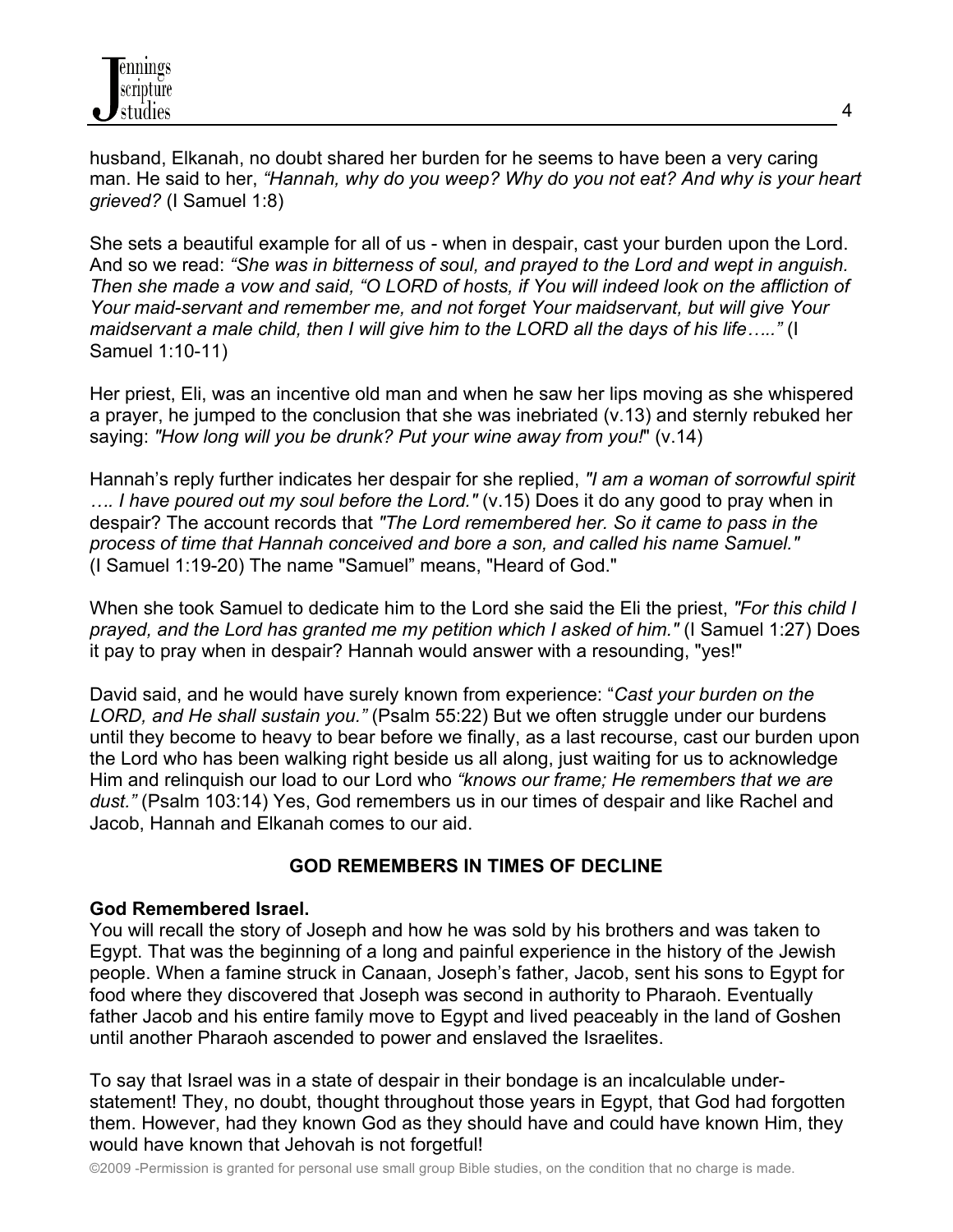husband, Elkanah, no doubt shared her burden for he seems to have been a very caring man. He said to her, *"Hannah, why do you weep? Why do you not eat? And why is your heart grieved?* (I Samuel 1:8)

She sets a beautiful example for all of us - when in despair, cast your burden upon the Lord. And so we read: *"She was in bitterness of soul, and prayed to the Lord and wept in anguish. Then she made a vow and said, "O LORD of hosts, if You will indeed look on the affliction of Your maid-servant and remember me, and not forget Your maidservant, but will give Your maidservant a male child, then I will give him to the LORD all the days of his life….."* (I Samuel 1:10-11)

Her priest, Eli, was an incentive old man and when he saw her lips moving as she whispered a prayer, he jumped to the conclusion that she was inebriated (v.13) and sternly rebuked her saying: *"How long will you be drunk? Put your wine away from you!"* (v.14)

Hannah's reply further indicates her despair for she replied, *"I am a woman of sorrowful spirit …. I have poured out my soul before the Lord."* (v.15) Does it do any good to pray when in despair? The account records that *"The Lord remembered her. So it came to pass in the process of time that Hannah conceived and bore a son, and called his name Samuel."* (I Samuel 1:19-20) The name "Samuel" means, "Heard of God."

When she took Samuel to dedicate him to the Lord she said the Eli the priest, *"For this child I prayed, and the Lord has granted me my petition which I asked of him."* (I Samuel 1:27) Does it pay to pray when in despair? Hannah would answer with a resounding, "yes!"

David said, and he would have surely known from experience: "*Cast your burden on the LORD, and He shall sustain you."* (Psalm 55:22) But we often struggle under our burdens until they become to heavy to bear before we finally, as a last recourse, cast our burden upon the Lord who has been walking right beside us all along, just waiting for us to acknowledge Him and relinquish our load to our Lord who *"knows our frame; He remembers that we are dust."* (Psalm 103:14) Yes, God remembers us in our times of despair and like Rachel and Jacob, Hannah and Elkanah comes to our aid.

## GOD REMEMBERS IN TIMES OF DECLINE

**God Remembered Israel.**
You will recall the story of Joseph and how he was sold by his brothers and was taken to Egypt. That was the beginning of a long and painful experience in the history of the Jewish people. When a famine struck in Canaan, Joseph's father, Jacob, sent his sons to Egypt for food where they discovered that Joseph was second in authority to Pharaoh. Eventually father Jacob and his entire family move to Egypt and lived peaceably in the land of Goshen until another Pharaoh ascended to power and enslaved the Israelites.

To say that Israel was in a state of despair in their bondage is an incalculable under-statement! They, no doubt, thought throughout those years in Egypt, that God had forgotten them. However, had they known God as they should have and could have known Him, they would have known that Jehovah is not forgetful!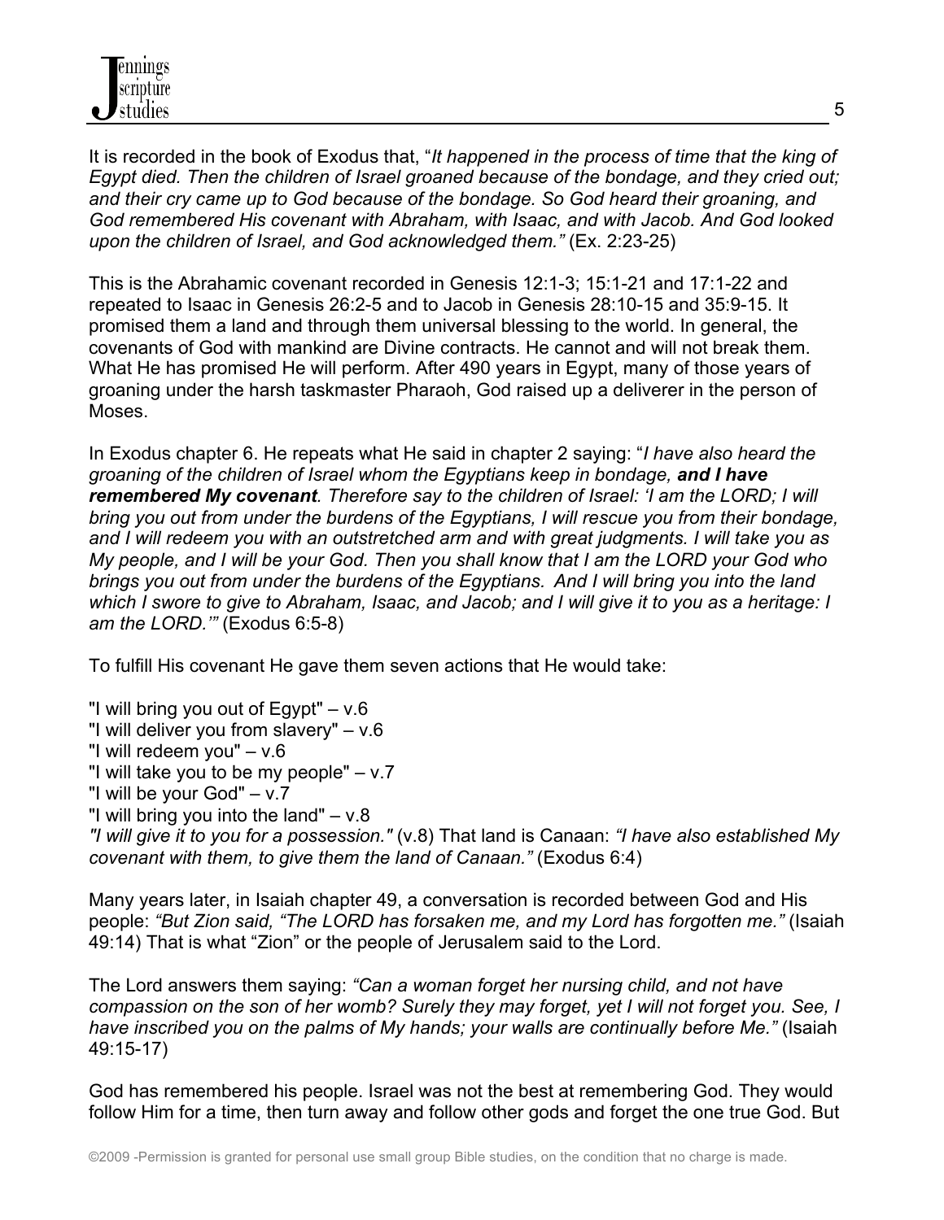It is recorded in the book of Exodus that, "*It happened in the process of time that the king of Egypt died. Then the children of Israel groaned because of the bondage, and they cried out; and their cry came up to God because of the bondage. So God heard their groaning, and God remembered His covenant with Abraham, with Isaac, and with Jacob. And God looked upon the children of Israel, and God acknowledged them."* (Ex. 2:23-25)

This is the Abrahamic covenant recorded in Genesis 12:1-3; 15:1-21 and 17:1-22 and repeated to Isaac in Genesis 26:2-5 and to Jacob in Genesis 28:10-15 and 35:9-15. It promised them a land and through them universal blessing to the world. In general, the covenants of God with mankind are Divine contracts. He cannot and will not break them. What He has promised He will perform. After 490 years in Egypt, many of those years of groaning under the harsh taskmaster Pharaoh, God raised up a deliverer in the person of Moses.

In Exodus chapter 6. He repeats what He said in chapter 2 saying: "*I have also heard the groaning of the children of Israel whom the Egyptians keep in bondage, **and I have remembered My covenant**. Therefore say to the children of Israel: 'I am the LORD; I will bring you out from under the burdens of the Egyptians, I will rescue you from their bondage, and I will redeem you with an outstretched arm and with great judgments. I will take you as My people, and I will be your God. Then you shall know that I am the LORD your God who brings you out from under the burdens of the Egyptians. And I will bring you into the land which I swore to give to Abraham, Isaac, and Jacob; and I will give it to you as a heritage: I am the LORD.'"* (Exodus 6:5-8)

To fulfill His covenant He gave them seven actions that He would take:

"I will bring you out of Egypt" – v.6
"I will deliver you from slavery" – v.6
"I will redeem you" – v.6
"I will take you to be my people" – v.7
"I will be your God" – v.7
"I will bring you into the land" – v.8
*"I will give it to you for a possession."* (v.8) That land is Canaan: *"I have also established My covenant with them, to give them the land of Canaan."* (Exodus 6:4)

Many years later, in Isaiah chapter 49, a conversation is recorded between God and His people: *"But Zion said, "The LORD has forsaken me, and my Lord has forgotten me."* (Isaiah 49:14) That is what "Zion" or the people of Jerusalem said to the Lord.

The Lord answers them saying: *"Can a woman forget her nursing child, and not have compassion on the son of her womb? Surely they may forget, yet I will not forget you. See, I have inscribed you on the palms of My hands; your walls are continually before Me."* (Isaiah 49:15-17)

God has remembered his people. Israel was not the best at remembering God. They would follow Him for a time, then turn away and follow other gods and forget the one true God. But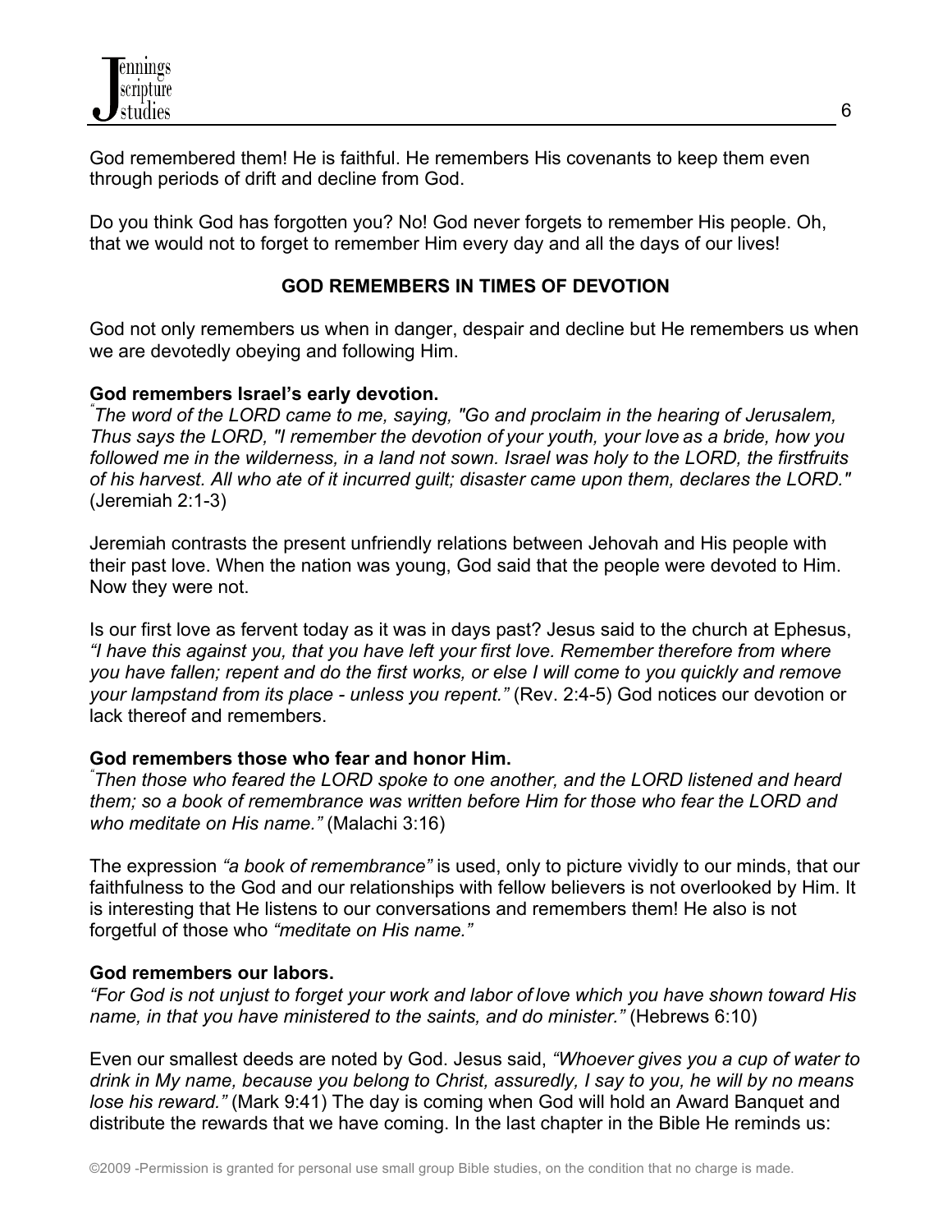God remembered them! He is faithful. He remembers His covenants to keep them even through periods of drift and decline from God.

Do you think God has forgotten you? No! God never forgets to remember His people. Oh, that we would not to forget to remember Him every day and all the days of our lives!

## GOD REMEMBERS IN TIMES OF DEVOTION

God not only remembers us when in danger, despair and decline but He remembers us when we are devotedly obeying and following Him.

**God remembers Israel's early devotion.**
*"The word of the LORD came to me, saying, "Go and proclaim in the hearing of Jerusalem, Thus says the LORD, "I remember the devotion of your youth, your love as a bride, how you followed me in the wilderness, in a land not sown. Israel was holy to the LORD, the firstfruits of his harvest. All who ate of it incurred guilt; disaster came upon them, declares the LORD."* (Jeremiah 2:1-3)

Jeremiah contrasts the present unfriendly relations between Jehovah and His people with their past love. When the nation was young, God said that the people were devoted to Him. Now they were not.

Is our first love as fervent today as it was in days past? Jesus said to the church at Ephesus, *"I have this against you, that you have left your first love. Remember therefore from where you have fallen; repent and do the first works, or else I will come to you quickly and remove your lampstand from its place - unless you repent."* (Rev. 2:4-5) God notices our devotion or lack thereof and remembers.

**God remembers those who fear and honor Him.**
*"Then those who feared the LORD spoke to one another, and the LORD listened and heard them; so a book of remembrance was written before Him for those who fear the LORD and who meditate on His name."* (Malachi 3:16)

The expression *"a book of remembrance"* is used, only to picture vividly to our minds, that our faithfulness to the God and our relationships with fellow believers is not overlooked by Him. It is interesting that He listens to our conversations and remembers them! He also is not forgetful of those who *"meditate on His name."*

**God remembers our labors.**
*"For God is not unjust to forget your work and labor of love which you have shown toward His name, in that you have ministered to the saints, and do minister."* (Hebrews 6:10)

Even our smallest deeds are noted by God. Jesus said, *"Whoever gives you a cup of water to drink in My name, because you belong to Christ, assuredly, I say to you, he will by no means lose his reward."* (Mark 9:41) The day is coming when God will hold an Award Banquet and distribute the rewards that we have coming. In the last chapter in the Bible He reminds us: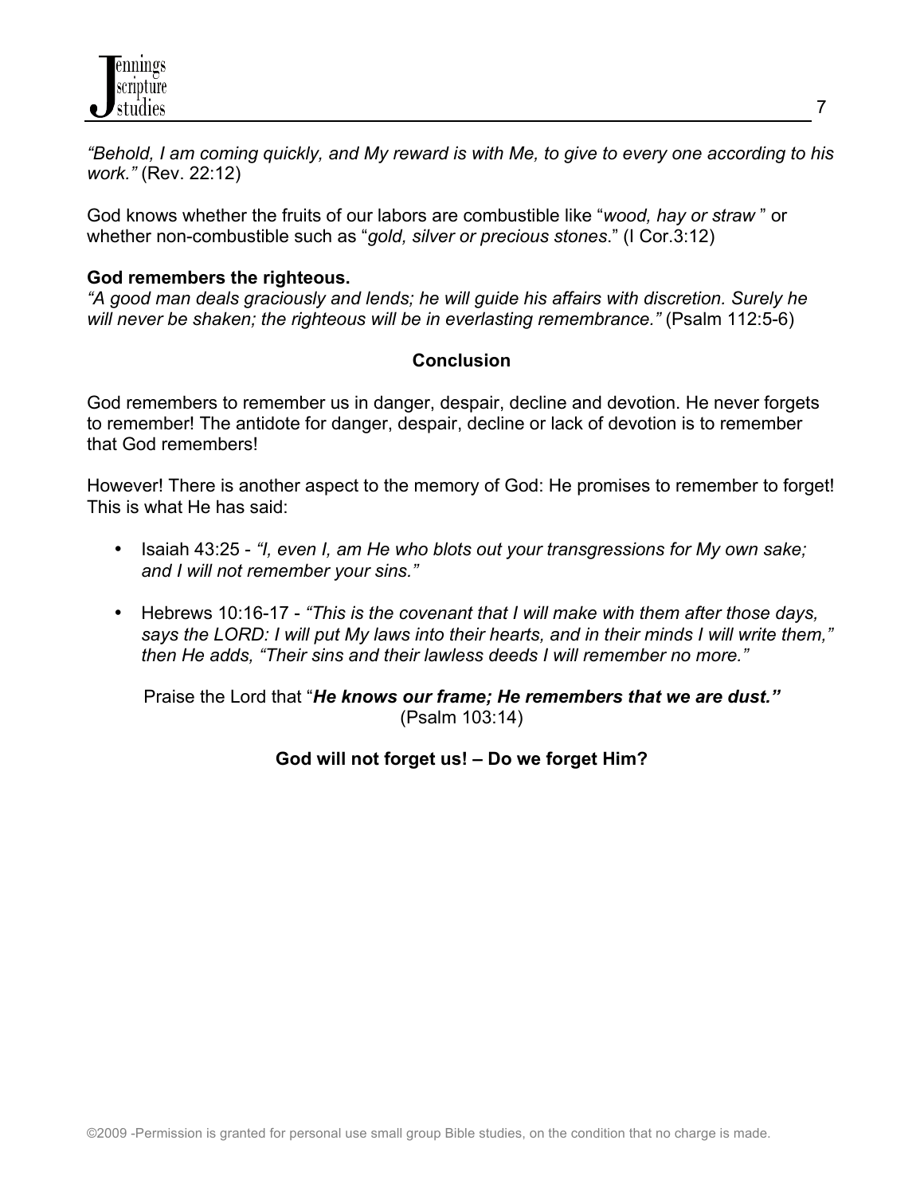*"Behold, I am coming quickly, and My reward is with Me, to give to every one according to his work."* (Rev. 22:12)

God knows whether the fruits of our labors are combustible like "*wood, hay or straw* " or whether non-combustible such as "*gold, silver or precious stones*." (I Cor.3:12)

**God remembers the righteous.**
*"A good man deals graciously and lends; he will guide his affairs with discretion. Surely he will never be shaken; the righteous will be in everlasting remembrance."* (Psalm 112:5-6)

## Conclusion

God remembers to remember us in danger, despair, decline and devotion. He never forgets to remember! The antidote for danger, despair, decline or lack of devotion is to remember that God remembers!

However! There is another aspect to the memory of God: He promises to remember to forget! This is what He has said:

- Isaiah 43:25 - *"I, even I, am He who blots out your transgressions for My own sake; and I will not remember your sins."*
- Hebrews 10:16-17 - *"This is the covenant that I will make with them after those days, says the LORD: I will put My laws into their hearts, and in their minds I will write them," then He adds, "Their sins and their lawless deeds I will remember no more."*

Praise the Lord that "***He knows our frame; He remembers that we are dust."*** (Psalm 103:14)

**God will not forget us! – Do we forget Him?**

©2009 -Permission is granted for personal use small group Bible studies, on the condition that no charge is made.